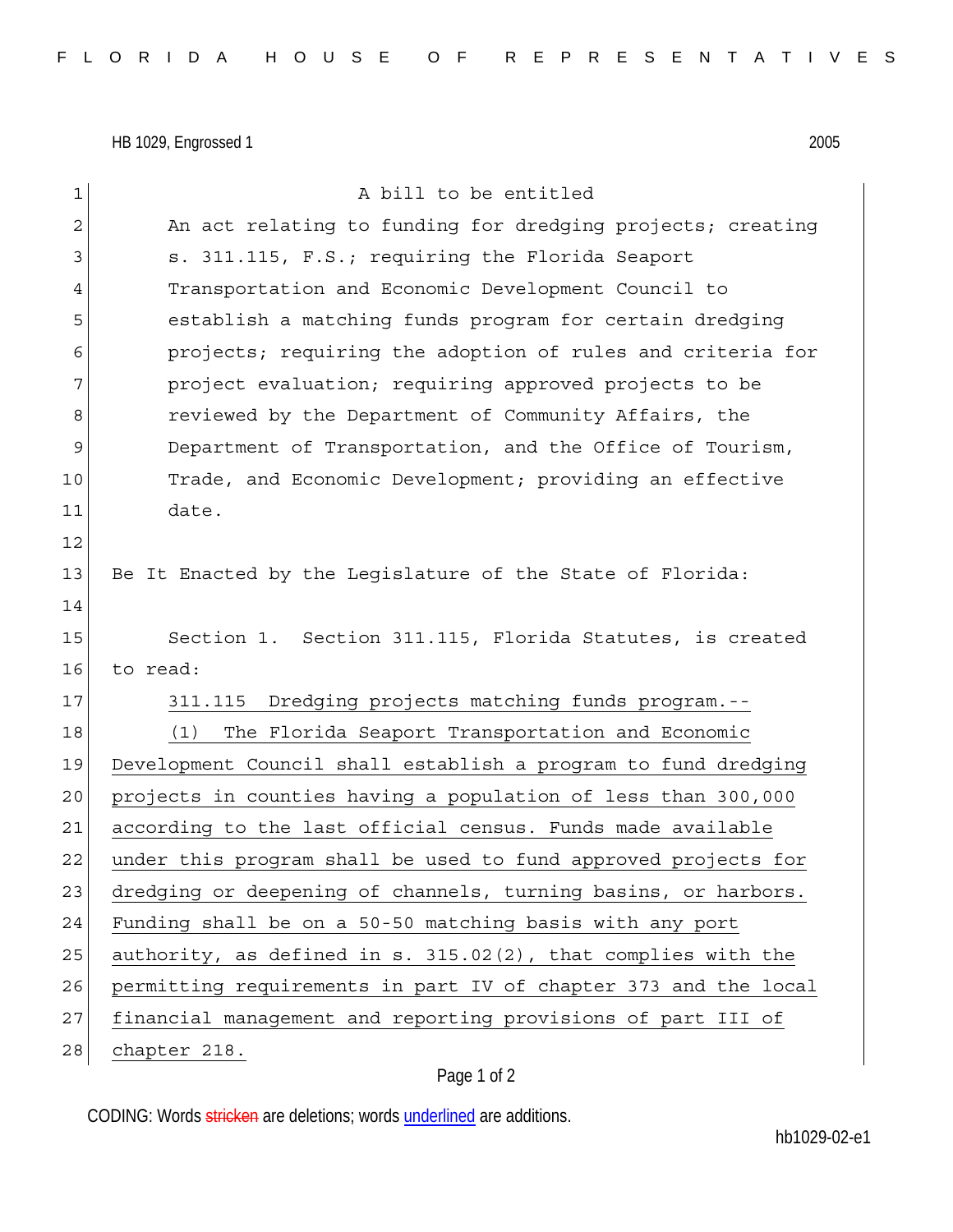HB 1029, Engrossed 1 2005

A bill to be entitled

An act relating to funding for dredging projects; creating s. 311.115, F.S.; requiring the Florida Seaport Transportation and Economic Development Council to establish a matching funds program for certain dredging projects; requiring the adoption of rules and criteria for project evaluation; requiring approved projects to be reviewed by the Department of Community Affairs, the Department of Transportation, and the Office of Tourism, Trade, and Economic Development; providing an effective date.

Be It Enacted by the Legislature of the State of Florida:

Section 1. Section 311.115, Florida Statutes, is created to read:

311.115 Dredging projects matching funds program.--

(1) The Florida Seaport Transportation and Economic Development Council shall establish a program to fund dredging projects in counties having a population of less than 300,000 according to the last official census. Funds made available under this program shall be used to fund approved projects for dredging or deepening of channels, turning basins, or harbors. Funding shall be on a 50-50 matching basis with any port authority, as defined in s. 315.02(2), that complies with the permitting requirements in part IV of chapter 373 and the local financial management and reporting provisions of part III of chapter 218.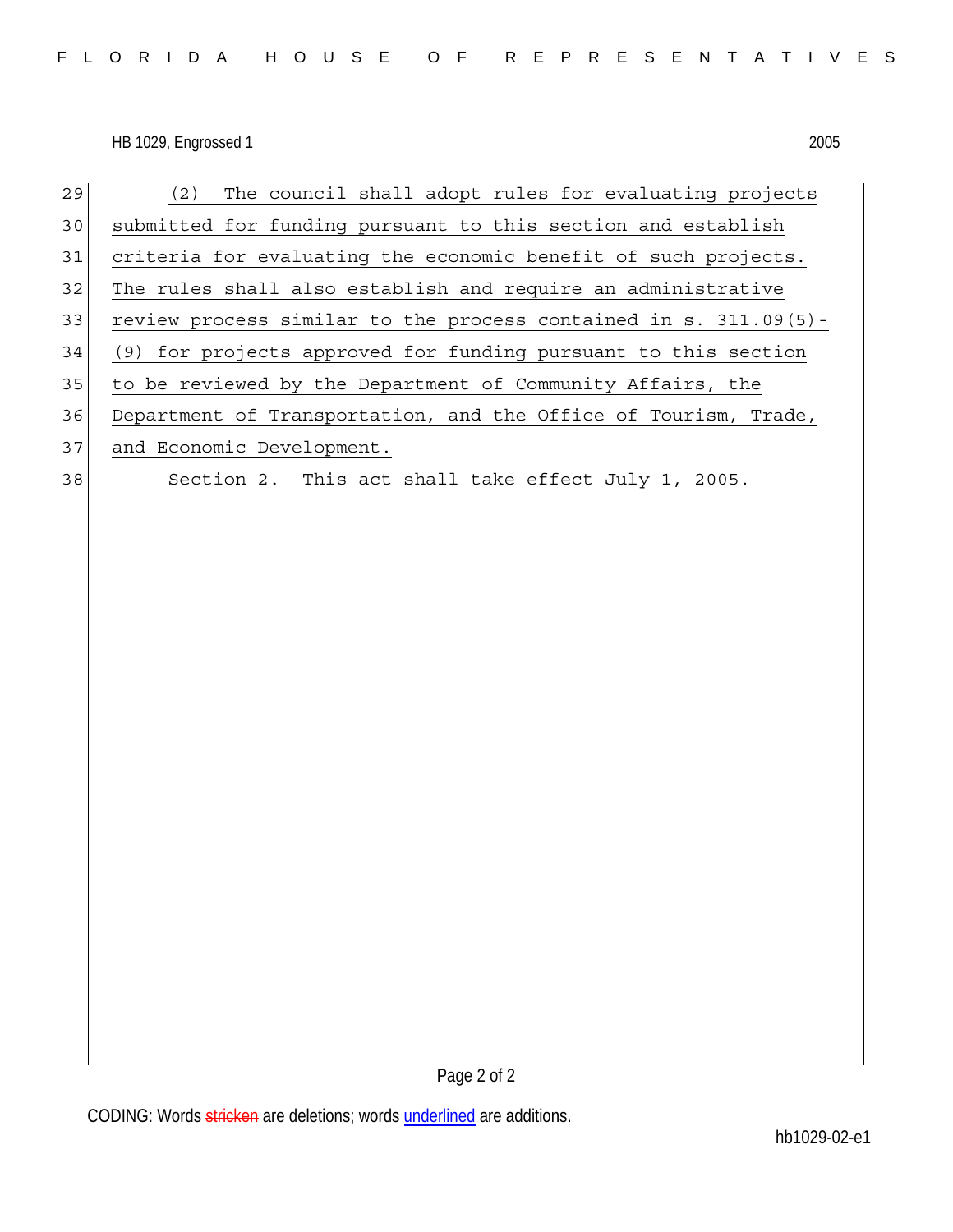(2) The council shall adopt rules for evaluating projects submitted for funding pursuant to this section and establish criteria for evaluating the economic benefit of such projects. The rules shall also establish and require an administrative review process similar to the process contained in s. 311.09(5)-(9) for projects approved for funding pursuant to this section to be reviewed by the Department of Community Affairs, the Department of Transportation, and the Office of Tourism, Trade, and Economic Development.

Section 2. This act shall take effect July 1, 2005.